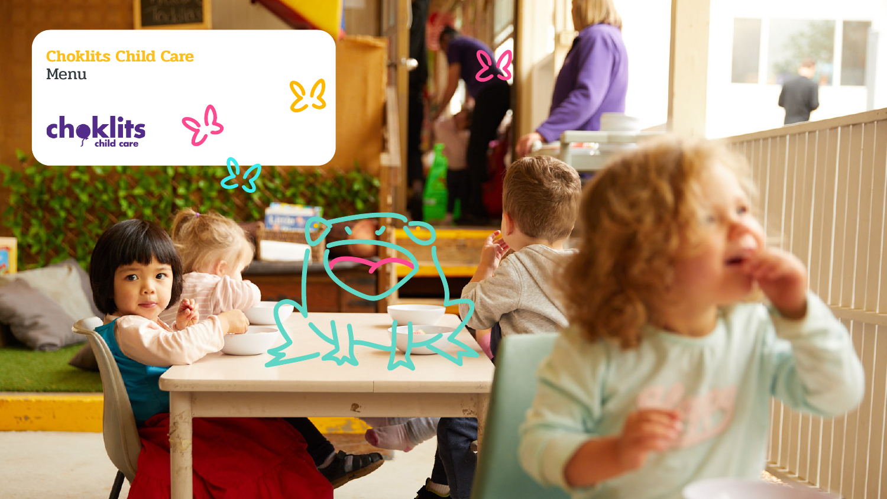# Choklits Child Care

Menu

choklits child care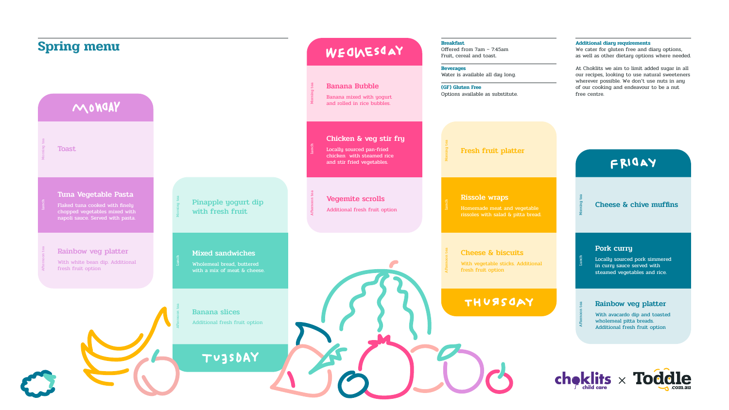# Spring menu

## Monday

**Morning tea**

Toast

**Lunch**

**Tuna Vegetable Pasta**

Flaked tuna cooked with finely chopped vegetables mixed with napoli sauce. Served with pasta.

**Afternoon tea**

Rainbow veg platter

With white bean dip. Additional fresh fruit option

## Tuesday

**Morning tea**

Pinapple yogurt dip with fresh fruit

**Lunch**

**Mixed sandwiches**

Wholemeal bread, buttered with a mix of meat & cheese.

**Afternoon tea**

Banana slices

Additional fresh fruit option

## Wednesday

**Morning tea**

**Banana Bubble**

Banana mixed with yogurt and rolled in rice bubbles.

**Lunch**

**Chicken & veg stir fry**

Locally sourced pan-fried chicken with steamed rice and stir fried vegetables.

**Afternoon tea**

**Vegemite scrolls**

Additional fresh fruit option

## Thursday

**Morning tea**

Fresh fruit platter

**Lunch**

**Rissole wraps**

Homemade meat and vegetable rissoles with salad & pitta bread.

**Afternoon tea**

Cheese & biscuits

With vegetable sticks. Additional fresh fruit option

## Friday

**Morning tea**

Cheese & chive muffins

**Lunch**

**Pork curry**

Locally sourced pork simmered in curry sauce served with steamed vegetables and rice.

**Afternoon tea**

Rainbow veg platter

With avacardo dip and toasted wholemeal pitta breads. Additional fresh fruit option

---

**Breakfast**

Offered from 7am – 7:45am
Fruit, cereal and toast.

**Beverages**

Water is available all day long.

**(GF) Gluten Free**

Options available as substitute.

**Additional diary requirements**

We cater for gluten free and diary options, as well as other dietary options where needed.

At Choklits we aim to limit added sugar in all our recipes, looking to use natural sweeteners wherever possible. We don't use nuts in any of our cooking and endeavour to be a nut free centre.

choklits child care × Toddle.com.au